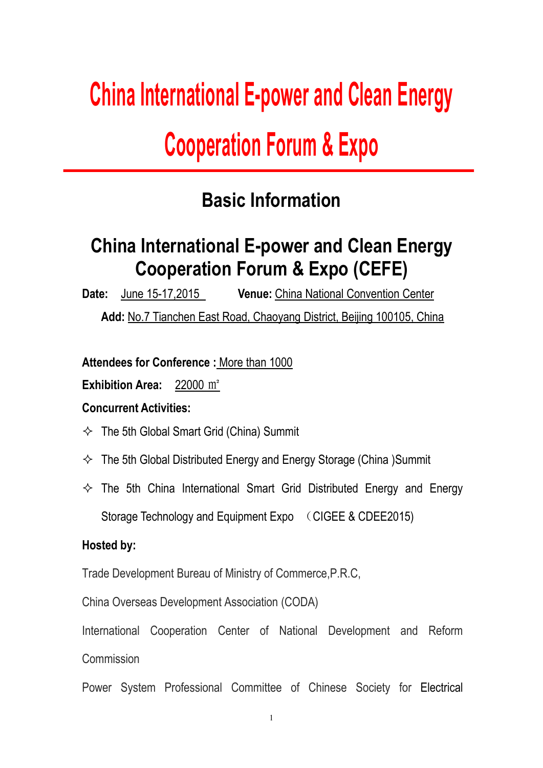# China International E-power and Clean Energy Cooperation Forum & Expo

## Basic Information

## China International E-power and Clean Energy Cooperation Forum & Expo (CEFE)

**Date:** June 15-17,2015 **Venue:** China National Convention Center

**Add:** No.7 Tianchen East Road, Chaoyang District, Beijing 100105, China

**Attendees for Conference :** More than 1000

**Exhibition Area:** 22000 ㎡

**Concurrent Activities:**

- ✧ The 5th Global Smart Grid (China) Summit
- ✧ The 5th Global Distributed Energy and Energy Storage (China )Summit
- ✧ The 5th China International Smart Grid Distributed Energy and Energy Storage Technology and Equipment Expo （CIGEE & CDEE2015)

**Hosted by:**

Trade Development Bureau of Ministry of Commerce,P.R.C,

China Overseas Development Association (CODA)

International Cooperation Center of National Development and Reform Commission

Power System Professional Committee of Chinese Society for Electrical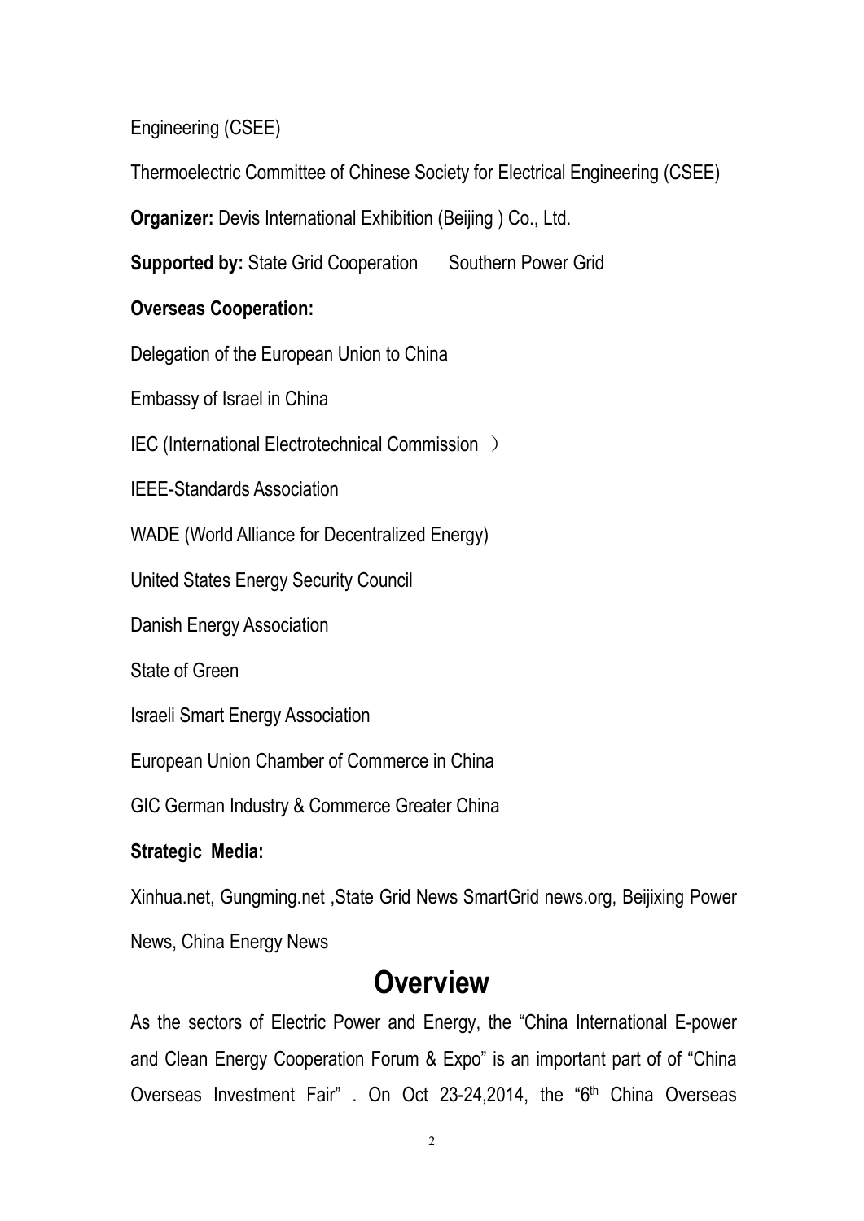Engineering (CSEE)

Thermoelectric Committee of Chinese Society for Electrical Engineering (CSEE)

**Organizer:** Devis International Exhibition (Beijing ) Co., Ltd.

**Supported by:** State Grid Cooperation Southern Power Grid

**Overseas Cooperation:**

Delegation of the European Union to China

Embassy of Israel in China

IEC (International Electrotechnical Commission ）

IEEE-Standards Association

WADE (World Alliance for Decentralized Energy)

United States Energy Security Council

Danish Energy Association

State of Green

Israeli Smart Energy Association

European Union Chamber of Commerce in China

GIC German Industry & Commerce Greater China

**Strategic Media:**

Xinhua.net, Gungming.net ,State Grid News SmartGrid news.org, Beijixing Power News, China Energy News

# Overview

As the sectors of Electric Power and Energy, the "China International E-power and Clean Energy Cooperation Forum & Expo" is an important part of of "China Overseas Investment Fair" . On Oct 23-24,2014, the "6th China Overseas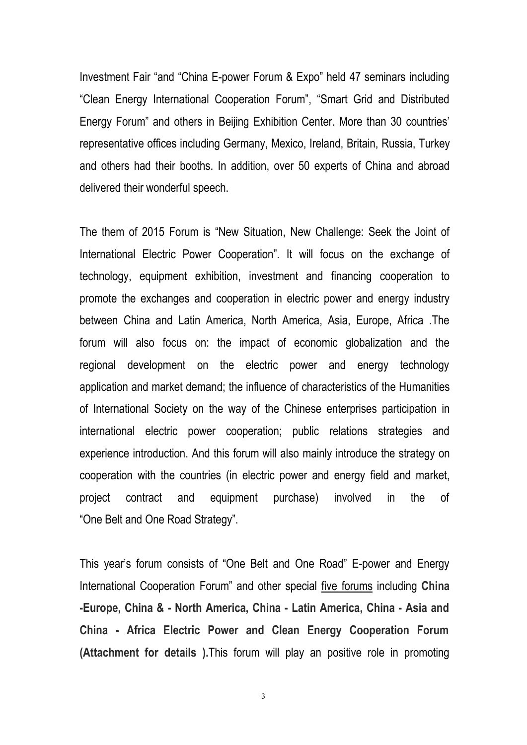Investment Fair "and "China E-power Forum & Expo" held 47 seminars including "Clean Energy International Cooperation Forum", "Smart Grid and Distributed Energy Forum" and others in Beijing Exhibition Center. More than 30 countries' representative offices including Germany, Mexico, Ireland, Britain, Russia, Turkey and others had their booths. In addition, over 50 experts of China and abroad delivered their wonderful speech.

The them of 2015 Forum is "New Situation, New Challenge: Seek the Joint of International Electric Power Cooperation". It will focus on the exchange of technology, equipment exhibition, investment and financing cooperation to promote the exchanges and cooperation in electric power and energy industry between China and Latin America, North America, Asia, Europe, Africa .The forum will also focus on: the impact of economic globalization and the regional development on the electric power and energy technology application and market demand; the influence of characteristics of the Humanities of International Society on the way of the Chinese enterprises participation in international electric power cooperation; public relations strategies and experience introduction. And this forum will also mainly introduce the strategy on cooperation with the countries (in electric power and energy field and market, project contract and equipment purchase) involved in the of "One Belt and One Road Strategy".

This year's forum consists of "One Belt and One Road" E-power and Energy International Cooperation Forum" and other special five forums including **China -Europe, China & - North America, China - Latin America, China - Asia and China - Africa Electric Power and Clean Energy Cooperation Forum (Attachment for details ).**This forum will play an positive role in promoting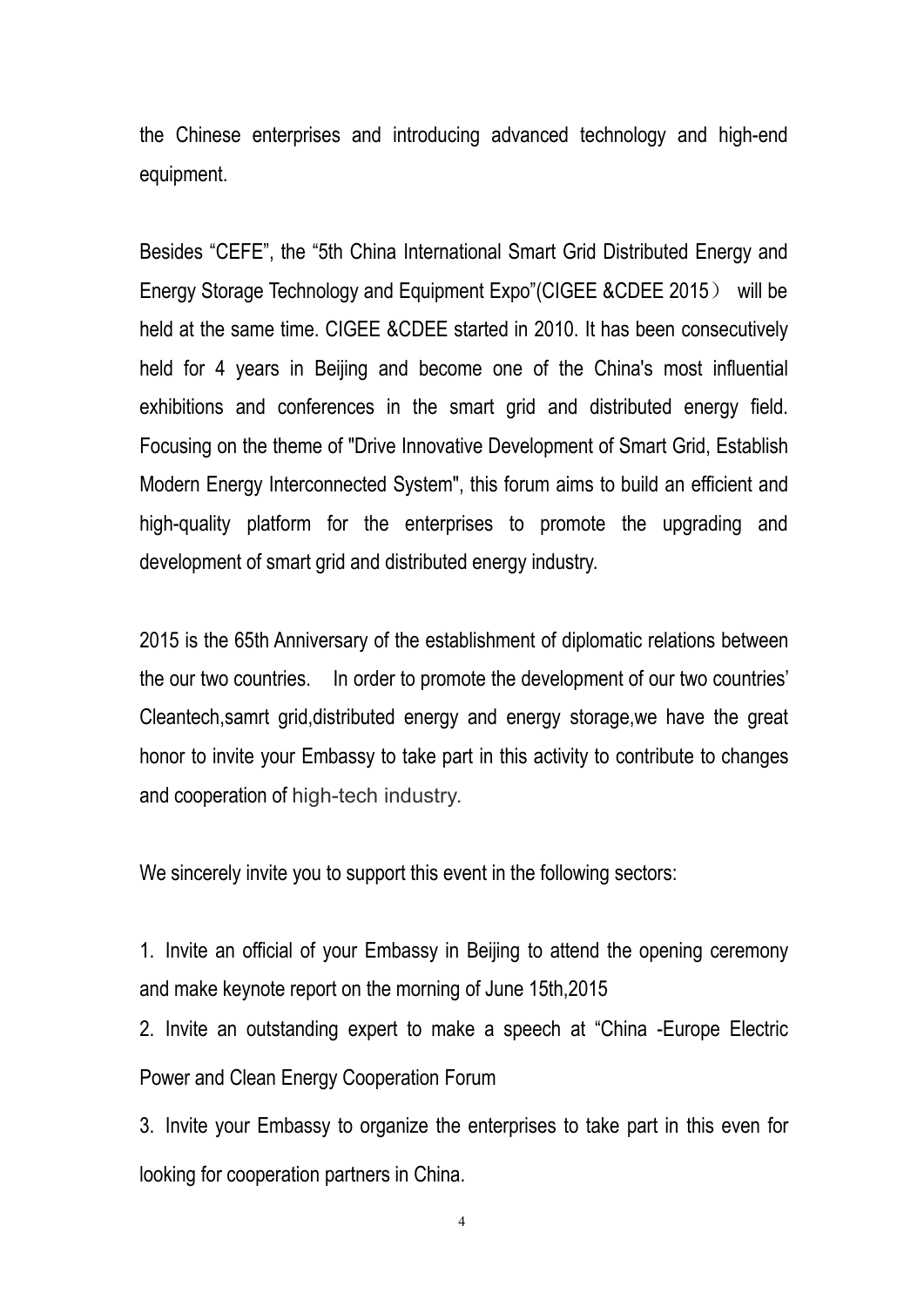the Chinese enterprises and introducing advanced technology and high-end equipment.

Besides “CEFE”, the “5th China International Smart Grid Distributed Energy and Energy Storage Technology and Equipment Expo”(CIGEE &CDEE 2015） will be held at the same time. CIGEE &CDEE started in 2010. It has been consecutively held for 4 years in Beijing and become one of the China's most influential exhibitions and conferences in the smart grid and distributed energy field. Focusing on the theme of "Drive Innovative Development of Smart Grid, Establish Modern Energy Interconnected System", this forum aims to build an efficient and high-quality platform for the enterprises to promote the upgrading and development of smart grid and distributed energy industry.

2015 is the 65th Anniversary of the establishment of diplomatic relations between the our two countries.　In order to promote the development of our two countries' Cleantech,samrt grid,distributed energy and energy storage,we have the great honor to invite your Embassy to take part in this activity to contribute to changes and cooperation of high-tech industry.

We sincerely invite you to support this event in the following sectors:

1. Invite an official of your Embassy in Beijing to attend the opening ceremony and make keynote report on the morning of June 15th,2015
2. Invite an outstanding expert to make a speech at “China -Europe Electric Power and Clean Energy Cooperation Forum
3. Invite your Embassy to organize the enterprises to take part in this even for looking for cooperation partners in China.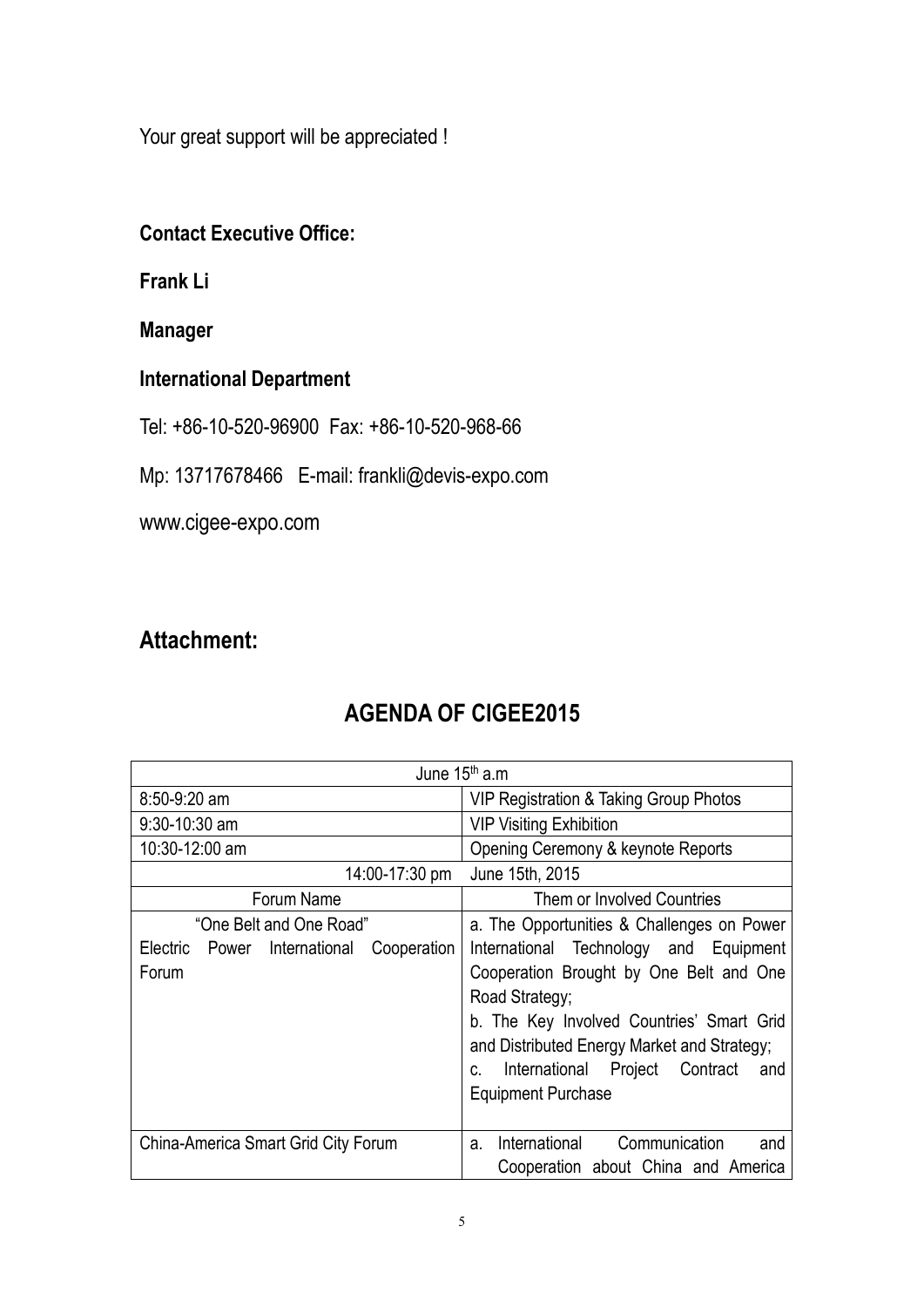Your great support will be appreciated !

**Contact Executive Office:**

**Frank Li**

**Manager**

**International Department**

Tel: +86-10-520-96900 Fax: +86-10-520-968-66

Mp: 13717678466 E-mail: frankli@devis-expo.com

www.cigee-expo.com

## Attachment:

# AGENDA OF CIGEE2015

| June 15th a.m | |
|---|---|
| 8:50-9:20 am | VIP Registration & Taking Group Photos |
| 9:30-10:30 am | VIP Visiting Exhibition |
| 10:30-12:00 am | Opening Ceremony & keynote Reports |
| 14:00-17:30 pm | June 15th, 2015 |
| Forum Name | Them or Involved Countries |
| "One Belt and One Road" Electric Power International Cooperation Forum | a. The Opportunities & Challenges on Power International Technology and Equipment Cooperation Brought by One Belt and One Road Strategy;<br>b. The Key Involved Countries' Smart Grid and Distributed Energy Market and Strategy;<br>c. International Project Contract and Equipment Purchase |
| China-America Smart Grid City Forum | a. International Communication and Cooperation about China and America |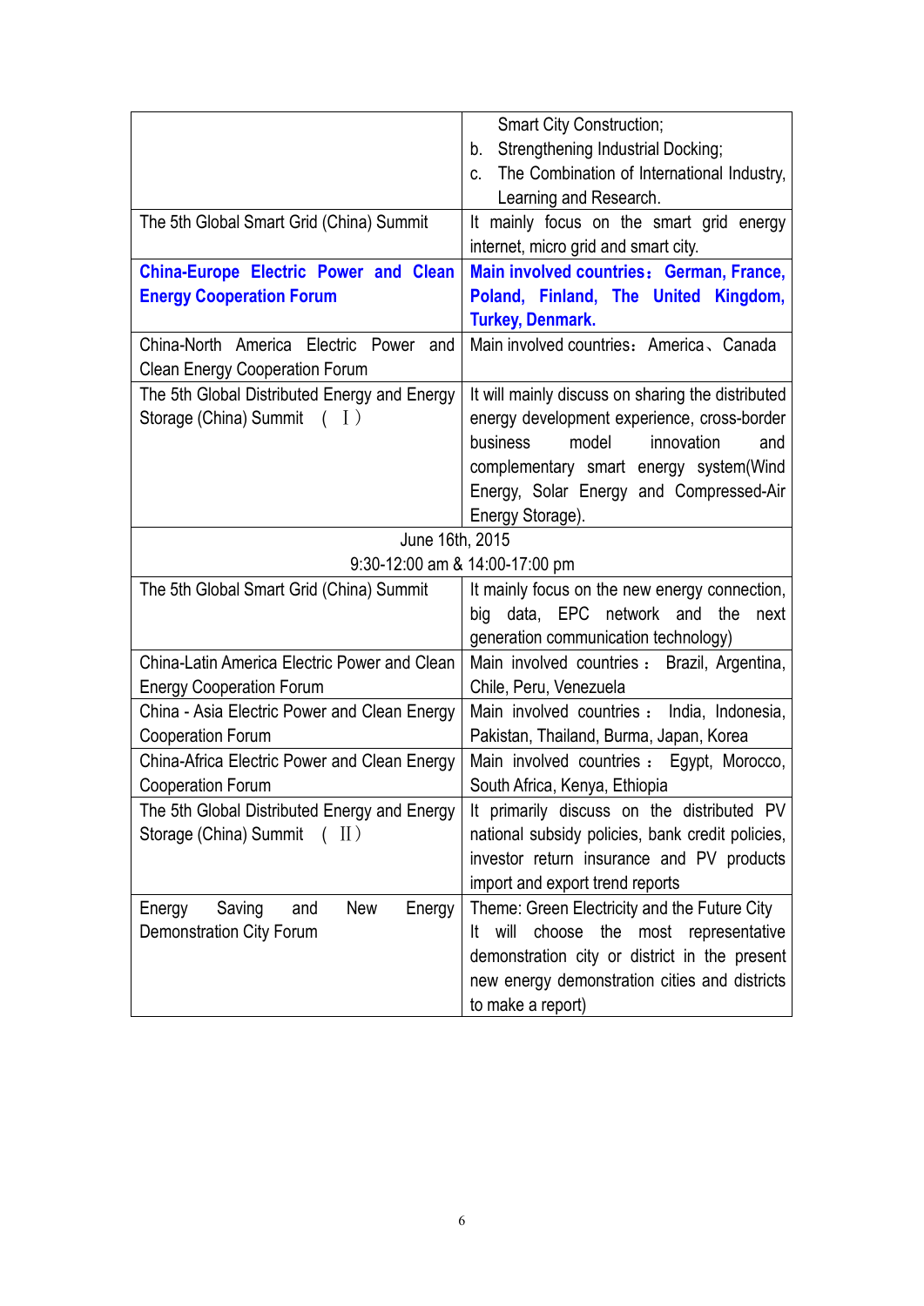| | |
|---|---|
| | Smart City Construction;<br>b. Strengthening Industrial Docking;<br>c. The Combination of International Industry, Learning and Research. |
| The 5th Global Smart Grid (China) Summit | It mainly focus on the smart grid energy internet, micro grid and smart city. |
| **China-Europe Electric Power and Clean Energy Cooperation Forum** | **Main involved countries：German, France, Poland, Finland, The United Kingdom, Turkey, Denmark.** |
| China-North America Electric Power and Clean Energy Cooperation Forum | Main involved countries：America、Canada |
| The 5th Global Distributed Energy and Energy Storage (China) Summit （Ⅰ） | It will mainly discuss on sharing the distributed energy development experience, cross-border business model innovation and complementary smart energy system(Wind Energy, Solar Energy and Compressed-Air Energy Storage). |
| June 16th, 2015<br>9:30-12:00 am & 14:00-17:00 pm | |
| The 5th Global Smart Grid (China) Summit | It mainly focus on the new energy connection, big data, EPC network and the next generation communication technology) |
| China-Latin America Electric Power and Clean Energy Cooperation Forum | Main involved countries： Brazil, Argentina, Chile, Peru, Venezuela |
| China - Asia Electric Power and Clean Energy Cooperation Forum | Main involved countries： India, Indonesia, Pakistan, Thailand, Burma, Japan, Korea |
| China-Africa Electric Power and Clean Energy Cooperation Forum | Main involved countries： Egypt, Morocco, South Africa, Kenya, Ethiopia |
| The 5th Global Distributed Energy and Energy Storage (China) Summit （Ⅱ） | It primarily discuss on the distributed PV national subsidy policies, bank credit policies, investor return insurance and PV products import and export trend reports |
| Energy Saving and New Energy Demonstration City Forum | Theme: Green Electricity and the Future City<br>It will choose the most representative demonstration city or district in the present new energy demonstration cities and districts to make a report) |